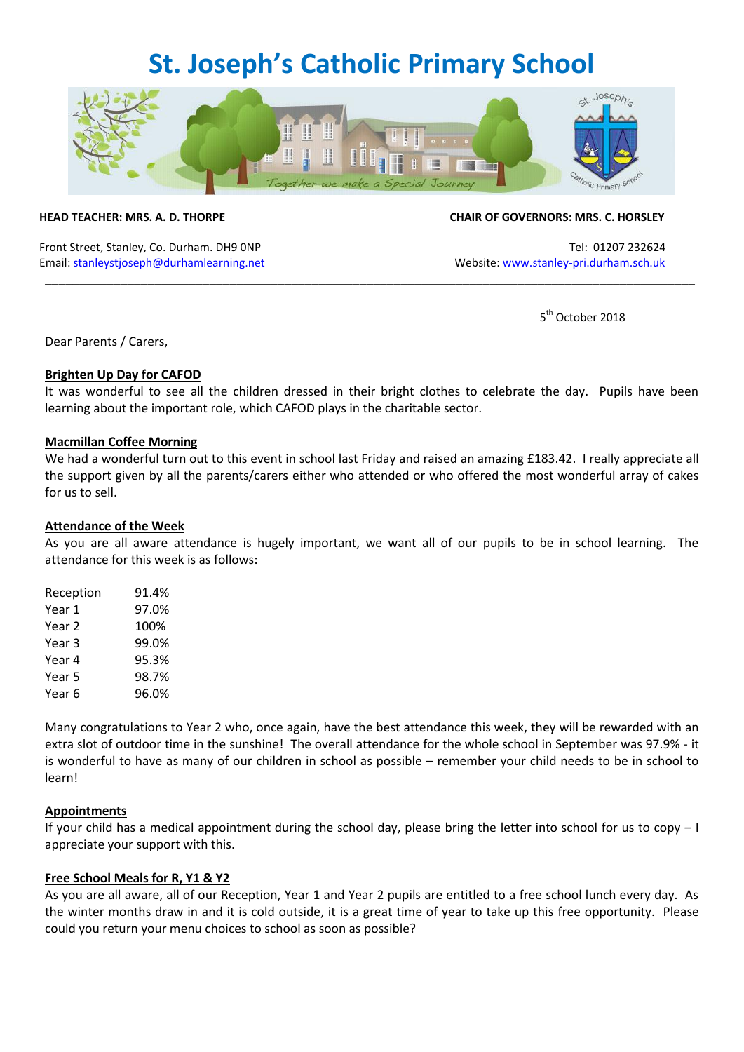# St. Joseph's Catholic Primary School

**HEAD TEACHER: MRS. A. D. THORPE**

**CHAIR OF GOVERNORS: MRS. C. HORSLEY**

Front Street, Stanley, Co. Durham. DH9 0NP
Email: stanleystjoseph@durhamlearning.net

Tel: 01207 232624
Website: www.stanley-pri.durham.sch.uk

5th October 2018

Dear Parents / Carers,

**Brighten Up Day for CAFOD**

It was wonderful to see all the children dressed in their bright clothes to celebrate the day. Pupils have been learning about the important role, which CAFOD plays in the charitable sector.

**Macmillan Coffee Morning**

We had a wonderful turn out to this event in school last Friday and raised an amazing £183.42. I really appreciate all the support given by all the parents/carers either who attended or who offered the most wonderful array of cakes for us to sell.

**Attendance of the Week**

As you are all aware attendance is hugely important, we want all of our pupils to be in school learning. The attendance for this week is as follows:

| Class | Attendance |
|---|---|
| Reception | 91.4% |
| Year 1 | 97.0% |
| Year 2 | 100% |
| Year 3 | 99.0% |
| Year 4 | 95.3% |
| Year 5 | 98.7% |
| Year 6 | 96.0% |

Many congratulations to Year 2 who, once again, have the best attendance this week, they will be rewarded with an extra slot of outdoor time in the sunshine! The overall attendance for the whole school in September was 97.9% - it is wonderful to have as many of our children in school as possible – remember your child needs to be in school to learn!

**Appointments**

If your child has a medical appointment during the school day, please bring the letter into school for us to copy – I appreciate your support with this.

**Free School Meals for R, Y1 & Y2**

As you are all aware, all of our Reception, Year 1 and Year 2 pupils are entitled to a free school lunch every day. As the winter months draw in and it is cold outside, it is a great time of year to take up this free opportunity. Please could you return your menu choices to school as soon as possible?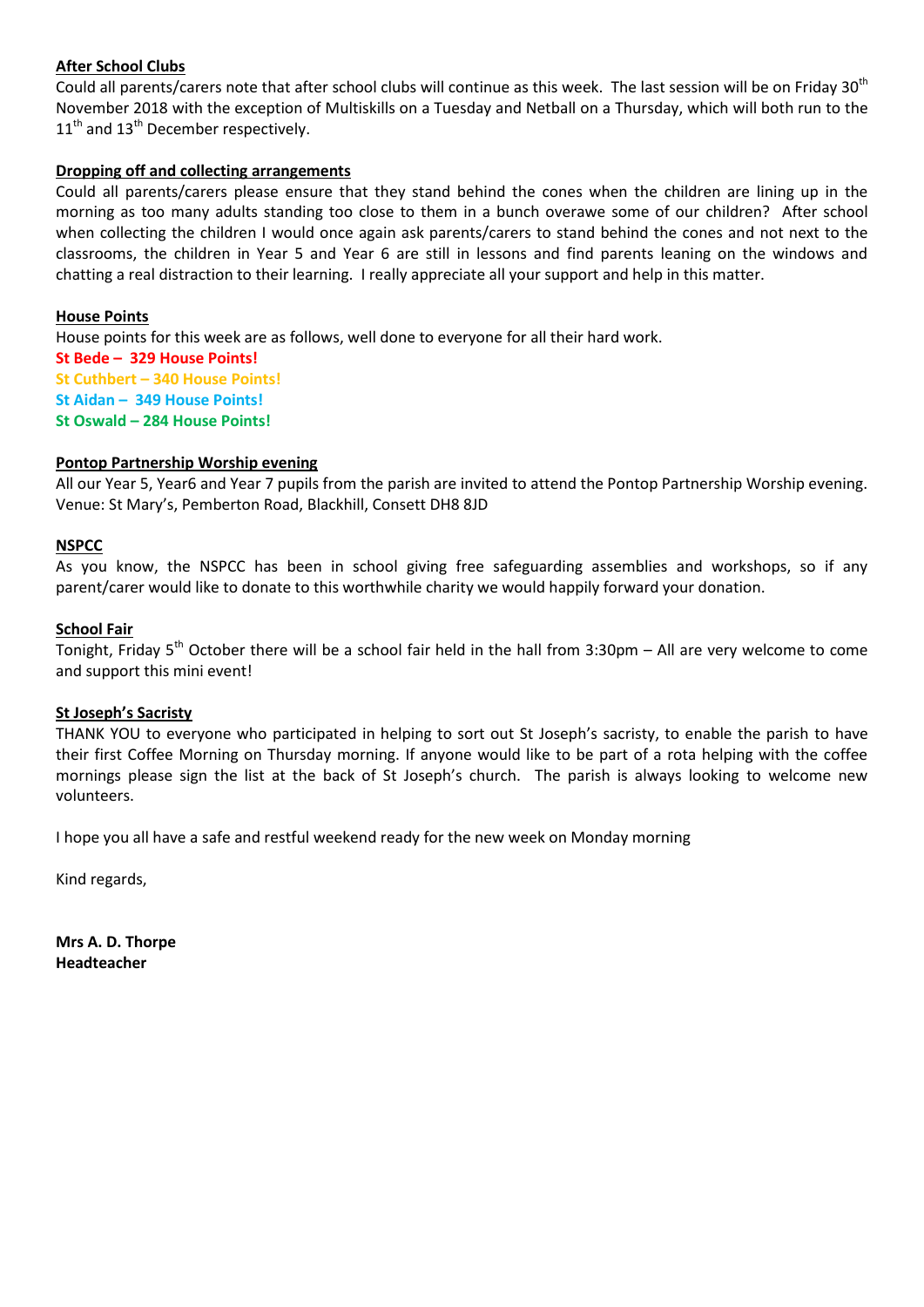**After School Clubs**

Could all parents/carers note that after school clubs will continue as this week. The last session will be on Friday 30th November 2018 with the exception of Multiskills on a Tuesday and Netball on a Thursday, which will both run to the 11th and 13th December respectively.

**Dropping off and collecting arrangements**

Could all parents/carers please ensure that they stand behind the cones when the children are lining up in the morning as too many adults standing too close to them in a bunch overawe some of our children? After school when collecting the children I would once again ask parents/carers to stand behind the cones and not next to the classrooms, the children in Year 5 and Year 6 are still in lessons and find parents leaning on the windows and chatting a real distraction to their learning. I really appreciate all your support and help in this matter.

**House Points**

House points for this week are as follows, well done to everyone for all their hard work.

**St Bede – 329 House Points!**
**St Cuthbert – 340 House Points!**
**St Aidan – 349 House Points!**
**St Oswald – 284 House Points!**

**Pontop Partnership Worship evening**

All our Year 5, Year6 and Year 7 pupils from the parish are invited to attend the Pontop Partnership Worship evening. Venue: St Mary's, Pemberton Road, Blackhill, Consett DH8 8JD

**NSPCC**

As you know, the NSPCC has been in school giving free safeguarding assemblies and workshops, so if any parent/carer would like to donate to this worthwhile charity we would happily forward your donation.

**School Fair**

Tonight, Friday 5th October there will be a school fair held in the hall from 3:30pm – All are very welcome to come and support this mini event!

**St Joseph's Sacristy**

THANK YOU to everyone who participated in helping to sort out St Joseph's sacristy, to enable the parish to have their first Coffee Morning on Thursday morning. If anyone would like to be part of a rota helping with the coffee mornings please sign the list at the back of St Joseph's church. The parish is always looking to welcome new volunteers.

I hope you all have a safe and restful weekend ready for the new week on Monday morning

Kind regards,

**Mrs A. D. Thorpe**
**Headteacher**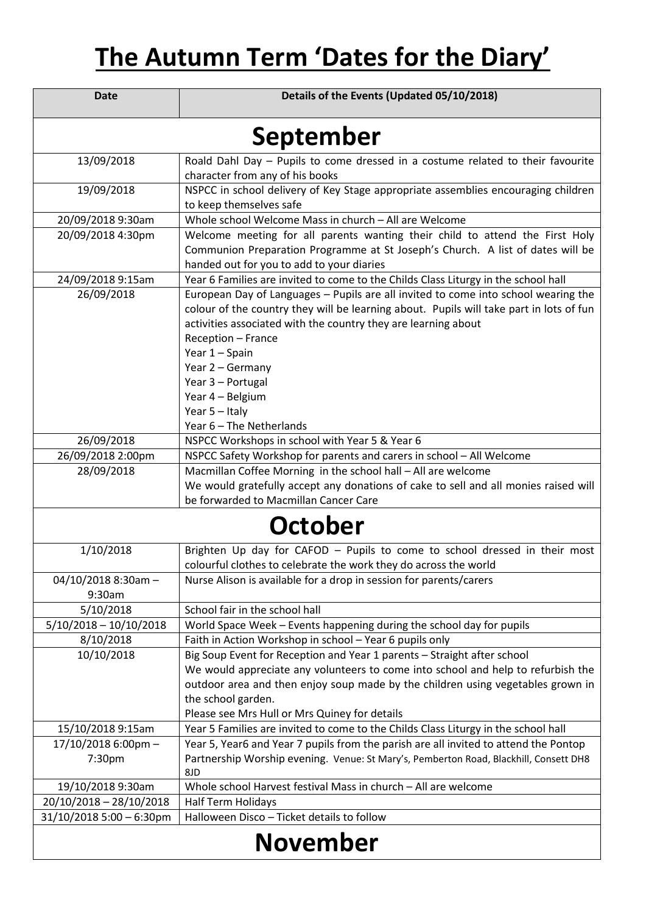# The Autumn Term 'Dates for the Diary'

| Date | Details of the Events (Updated 05/10/2018) |
|---|---|
| **September** | |
| 13/09/2018 | Roald Dahl Day – Pupils to come dressed in a costume related to their favourite character from any of his books |
| 19/09/2018 | NSPCC in school delivery of Key Stage appropriate assemblies encouraging children to keep themselves safe |
| 20/09/2018 9:30am | Whole school Welcome Mass in church – All are Welcome |
| 20/09/2018 4:30pm | Welcome meeting for all parents wanting their child to attend the First Holy Communion Preparation Programme at St Joseph's Church. A list of dates will be handed out for you to add to your diaries |
| 24/09/2018 9:15am | Year 6 Families are invited to come to the Childs Class Liturgy in the school hall |
| 26/09/2018 | European Day of Languages – Pupils are all invited to come into school wearing the colour of the country they will be learning about. Pupils will take part in lots of fun activities associated with the country they are learning about<br>Reception – France<br>Year 1 – Spain<br>Year 2 – Germany<br>Year 3 – Portugal<br>Year 4 – Belgium<br>Year 5 – Italy<br>Year 6 – The Netherlands |
| 26/09/2018 | NSPCC Workshops in school with Year 5 & Year 6 |
| 26/09/2018 2:00pm | NSPCC Safety Workshop for parents and carers in school – All Welcome |
| 28/09/2018 | Macmillan Coffee Morning in the school hall – All are welcome<br>We would gratefully accept any donations of cake to sell and all monies raised will be forwarded to Macmillan Cancer Care |
| **October** | |
| 1/10/2018 | Brighten Up day for CAFOD – Pupils to come to school dressed in their most colourful clothes to celebrate the work they do across the world |
| 04/10/2018 8:30am – 9:30am | Nurse Alison is available for a drop in session for parents/carers |
| 5/10/2018 | School fair in the school hall |
| 5/10/2018 – 10/10/2018 | World Space Week – Events happening during the school day for pupils |
| 8/10/2018 | Faith in Action Workshop in school – Year 6 pupils only |
| 10/10/2018 | Big Soup Event for Reception and Year 1 parents – Straight after school<br>We would appreciate any volunteers to come into school and help to refurbish the outdoor area and then enjoy soup made by the children using vegetables grown in the school garden.<br>Please see Mrs Hull or Mrs Quiney for details |
| 15/10/2018 9:15am | Year 5 Families are invited to come to the Childs Class Liturgy in the school hall |
| 17/10/2018 6:00pm – 7:30pm | Year 5, Year6 and Year 7 pupils from the parish are all invited to attend the Pontop Partnership Worship evening. Venue: St Mary's, Pemberton Road, Blackhill, Consett DH8 8JD |
| 19/10/2018 9:30am | Whole school Harvest festival Mass in church – All are welcome |
| 20/10/2018 – 28/10/2018 | Half Term Holidays |
| 31/10/2018 5:00 – 6:30pm | Halloween Disco – Ticket details to follow |
| **November** | |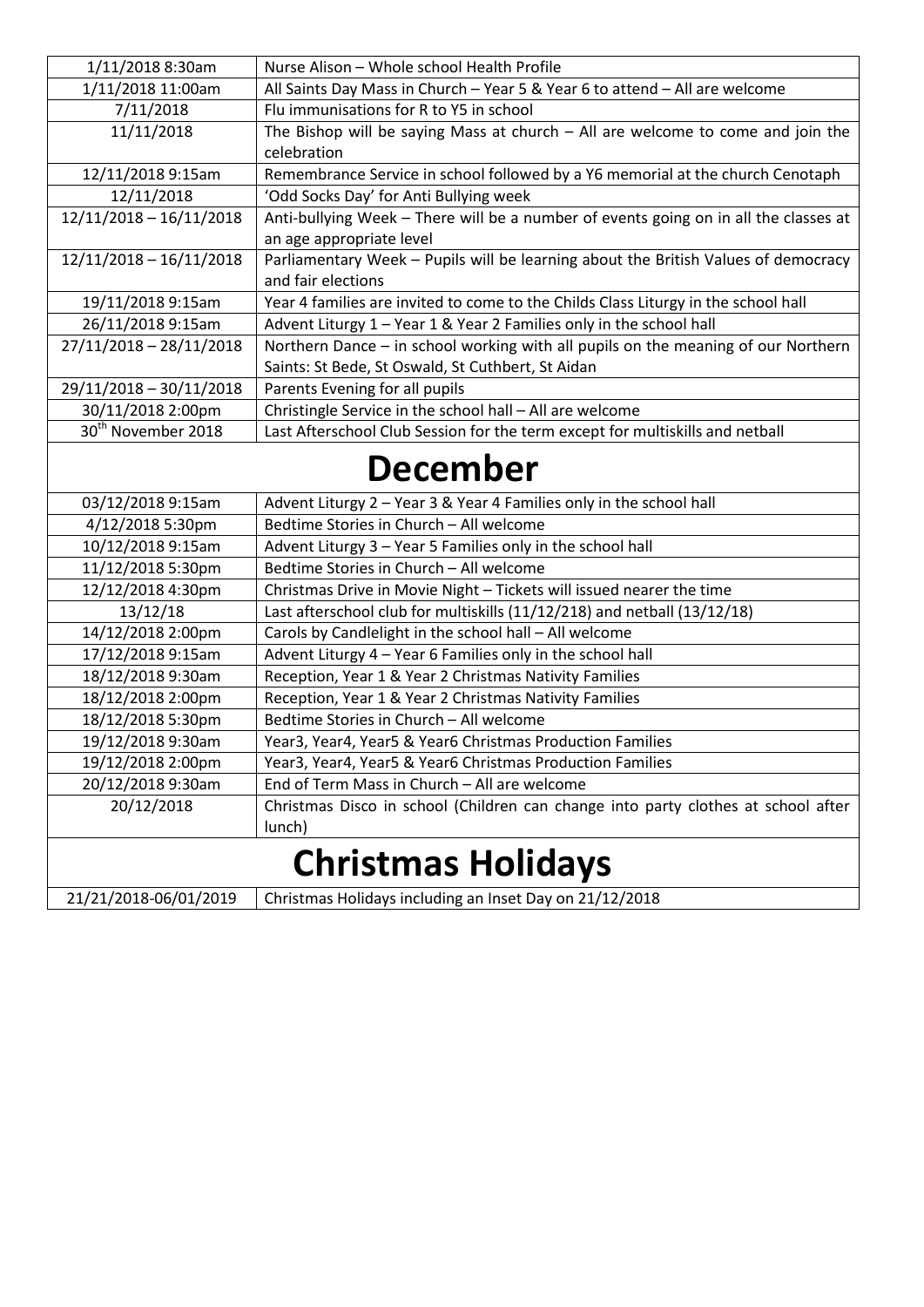| | |
|---|---|
| 1/11/2018 8:30am | Nurse Alison – Whole school Health Profile |
| 1/11/2018 11:00am | All Saints Day Mass in Church – Year 5 & Year 6 to attend – All are welcome |
| 7/11/2018 | Flu immunisations for R to Y5 in school |
| 11/11/2018 | The Bishop will be saying Mass at church – All are welcome to come and join the celebration |
| 12/11/2018 9:15am | Remembrance Service in school followed by a Y6 memorial at the church Cenotaph |
| 12/11/2018 | 'Odd Socks Day' for Anti Bullying week |
| 12/11/2018 – 16/11/2018 | Anti-bullying Week – There will be a number of events going on in all the classes at an age appropriate level |
| 12/11/2018 – 16/11/2018 | Parliamentary Week – Pupils will be learning about the British Values of democracy and fair elections |
| 19/11/2018 9:15am | Year 4 families are invited to come to the Childs Class Liturgy in the school hall |
| 26/11/2018 9:15am | Advent Liturgy 1 – Year 1 & Year 2 Families only in the school hall |
| 27/11/2018 – 28/11/2018 | Northern Dance – in school working with all pupils on the meaning of our Northern Saints: St Bede, St Oswald, St Cuthbert, St Aidan |
| 29/11/2018 – 30/11/2018 | Parents Evening for all pupils |
| 30/11/2018 2:00pm | Christingle Service in the school hall – All are welcome |
| 30th November 2018 | Last Afterschool Club Session for the term except for multiskills and netball |

# December

| | |
|---|---|
| 03/12/2018 9:15am | Advent Liturgy 2 – Year 3 & Year 4 Families only in the school hall |
| 4/12/2018 5:30pm | Bedtime Stories in Church – All welcome |
| 10/12/2018 9:15am | Advent Liturgy 3 – Year 5 Families only in the school hall |
| 11/12/2018 5:30pm | Bedtime Stories in Church – All welcome |
| 12/12/2018 4:30pm | Christmas Drive in Movie Night – Tickets will issued nearer the time |
| 13/12/18 | Last afterschool club for multiskills (11/12/218) and netball (13/12/18) |
| 14/12/2018 2:00pm | Carols by Candlelight in the school hall – All welcome |
| 17/12/2018 9:15am | Advent Liturgy 4 – Year 6 Families only in the school hall |
| 18/12/2018 9:30am | Reception, Year 1 & Year 2 Christmas Nativity Families |
| 18/12/2018 2:00pm | Reception, Year 1 & Year 2 Christmas Nativity Families |
| 18/12/2018 5:30pm | Bedtime Stories in Church – All welcome |
| 19/12/2018 9:30am | Year3, Year4, Year5 & Year6 Christmas Production Families |
| 19/12/2018 2:00pm | Year3, Year4, Year5 & Year6 Christmas Production Families |
| 20/12/2018 9:30am | End of Term Mass in Church – All are welcome |
| 20/12/2018 | Christmas Disco in school (Children can change into party clothes at school after lunch) |

# Christmas Holidays

| | |
|---|---|
| 21/21/2018-06/01/2019 | Christmas Holidays including an Inset Day on 21/12/2018 |